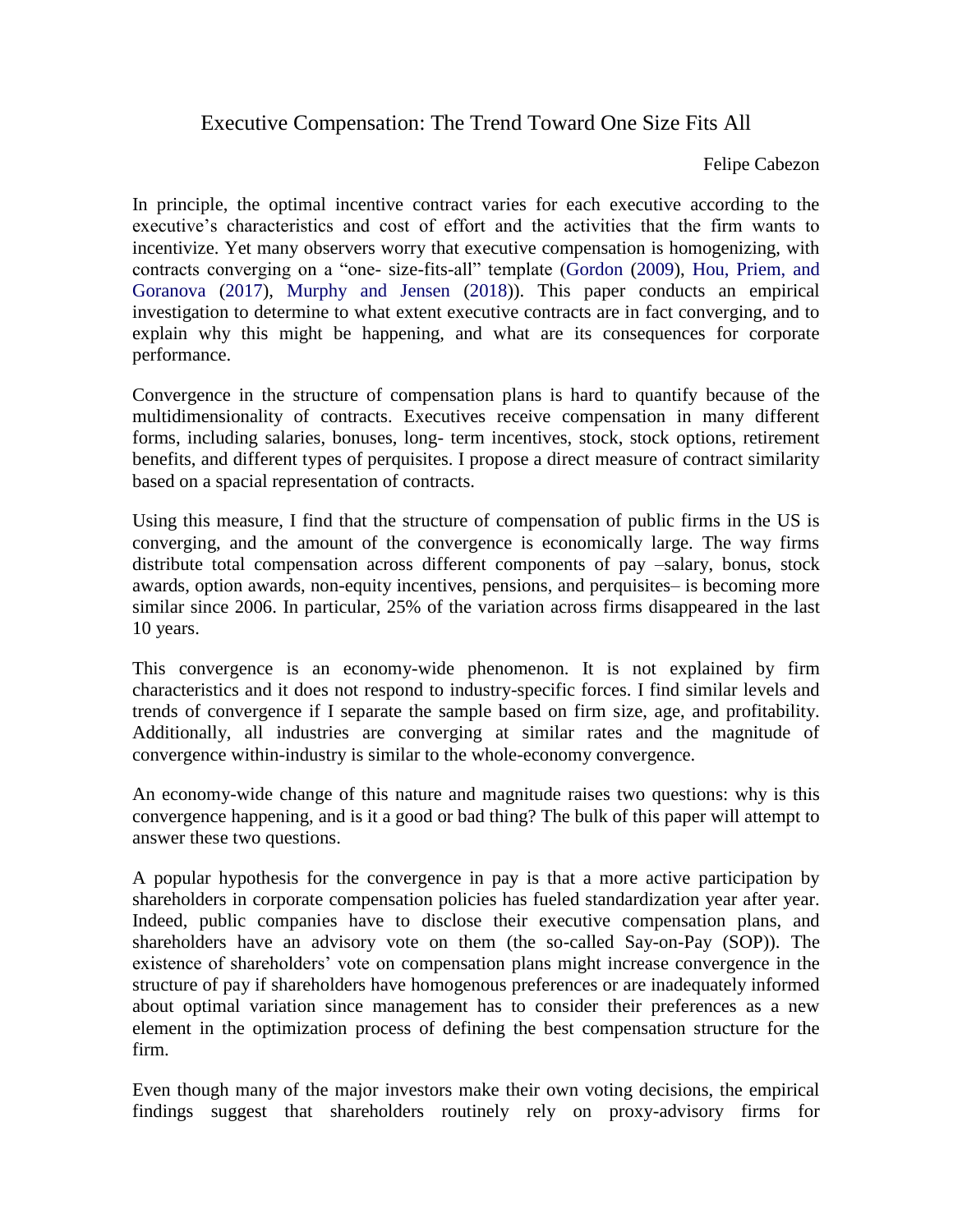# Executive Compensation: The Trend Toward One Size Fits All

Felipe Cabezon

In principle, the optimal incentive contract varies for each executive according to the executive's characteristics and cost of effort and the activities that the firm wants to incentivize. Yet many observers worry that executive compensation is homogenizing, with contracts converging on a "one- size-fits-all" template (Gordon (2009), Hou, Priem, and Goranova (2017), Murphy and Jensen (2018)). This paper conducts an empirical investigation to determine to what extent executive contracts are in fact converging, and to explain why this might be happening, and what are its consequences for corporate performance.

Convergence in the structure of compensation plans is hard to quantify because of the multidimensionality of contracts. Executives receive compensation in many different forms, including salaries, bonuses, long- term incentives, stock, stock options, retirement benefits, and different types of perquisites. I propose a direct measure of contract similarity based on a spacial representation of contracts.

Using this measure, I find that the structure of compensation of public firms in the US is converging, and the amount of the convergence is economically large. The way firms distribute total compensation across different components of pay –salary, bonus, stock awards, option awards, non-equity incentives, pensions, and perquisites– is becoming more similar since 2006. In particular, 25% of the variation across firms disappeared in the last 10 years.

This convergence is an economy-wide phenomenon. It is not explained by firm characteristics and it does not respond to industry-specific forces. I find similar levels and trends of convergence if I separate the sample based on firm size, age, and profitability. Additionally, all industries are converging at similar rates and the magnitude of convergence within-industry is similar to the whole-economy convergence.

An economy-wide change of this nature and magnitude raises two questions: why is this convergence happening, and is it a good or bad thing? The bulk of this paper will attempt to answer these two questions.

A popular hypothesis for the convergence in pay is that a more active participation by shareholders in corporate compensation policies has fueled standardization year after year. Indeed, public companies have to disclose their executive compensation plans, and shareholders have an advisory vote on them (the so-called Say-on-Pay (SOP)). The existence of shareholders' vote on compensation plans might increase convergence in the structure of pay if shareholders have homogenous preferences or are inadequately informed about optimal variation since management has to consider their preferences as a new element in the optimization process of defining the best compensation structure for the firm.

Even though many of the major investors make their own voting decisions, the empirical findings suggest that shareholders routinely rely on proxy-advisory firms for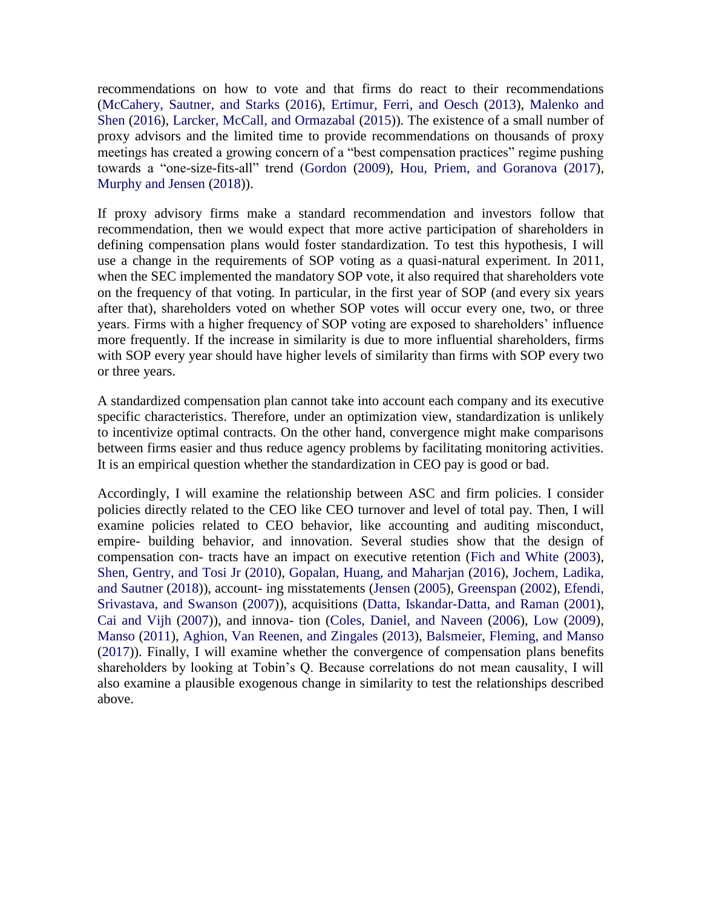recommendations on how to vote and that firms do react to their recommendations (McCahery, Sautner, and Starks (2016), Ertimur, Ferri, and Oesch (2013), Malenko and Shen (2016), Larcker, McCall, and Ormazabal (2015)). The existence of a small number of proxy advisors and the limited time to provide recommendations on thousands of proxy meetings has created a growing concern of a "best compensation practices" regime pushing towards a "one-size-fits-all" trend (Gordon (2009), Hou, Priem, and Goranova (2017), Murphy and Jensen (2018)).

If proxy advisory firms make a standard recommendation and investors follow that recommendation, then we would expect that more active participation of shareholders in defining compensation plans would foster standardization. To test this hypothesis, I will use a change in the requirements of SOP voting as a quasi-natural experiment. In 2011, when the SEC implemented the mandatory SOP vote, it also required that shareholders vote on the frequency of that voting. In particular, in the first year of SOP (and every six years after that), shareholders voted on whether SOP votes will occur every one, two, or three years. Firms with a higher frequency of SOP voting are exposed to shareholders' influence more frequently. If the increase in similarity is due to more influential shareholders, firms with SOP every year should have higher levels of similarity than firms with SOP every two or three years.

A standardized compensation plan cannot take into account each company and its executive specific characteristics. Therefore, under an optimization view, standardization is unlikely to incentivize optimal contracts. On the other hand, convergence might make comparisons between firms easier and thus reduce agency problems by facilitating monitoring activities. It is an empirical question whether the standardization in CEO pay is good or bad.

Accordingly, I will examine the relationship between ASC and firm policies. I consider policies directly related to the CEO like CEO turnover and level of total pay. Then, I will examine policies related to CEO behavior, like accounting and auditing misconduct, empire- building behavior, and innovation. Several studies show that the design of compensation con- tracts have an impact on executive retention (Fich and White (2003), Shen, Gentry, and Tosi Jr (2010), Gopalan, Huang, and Maharjan (2016), Jochem, Ladika, and Sautner (2018)), account- ing misstatements (Jensen (2005), Greenspan (2002), Efendi, Srivastava, and Swanson (2007)), acquisitions (Datta, Iskandar-Datta, and Raman (2001), Cai and Vijh (2007)), and innova- tion (Coles, Daniel, and Naveen (2006), Low (2009), Manso (2011), Aghion, Van Reenen, and Zingales (2013), Balsmeier, Fleming, and Manso (2017)). Finally, I will examine whether the convergence of compensation plans benefits shareholders by looking at Tobin's Q. Because correlations do not mean causality, I will also examine a plausible exogenous change in similarity to test the relationships described above.